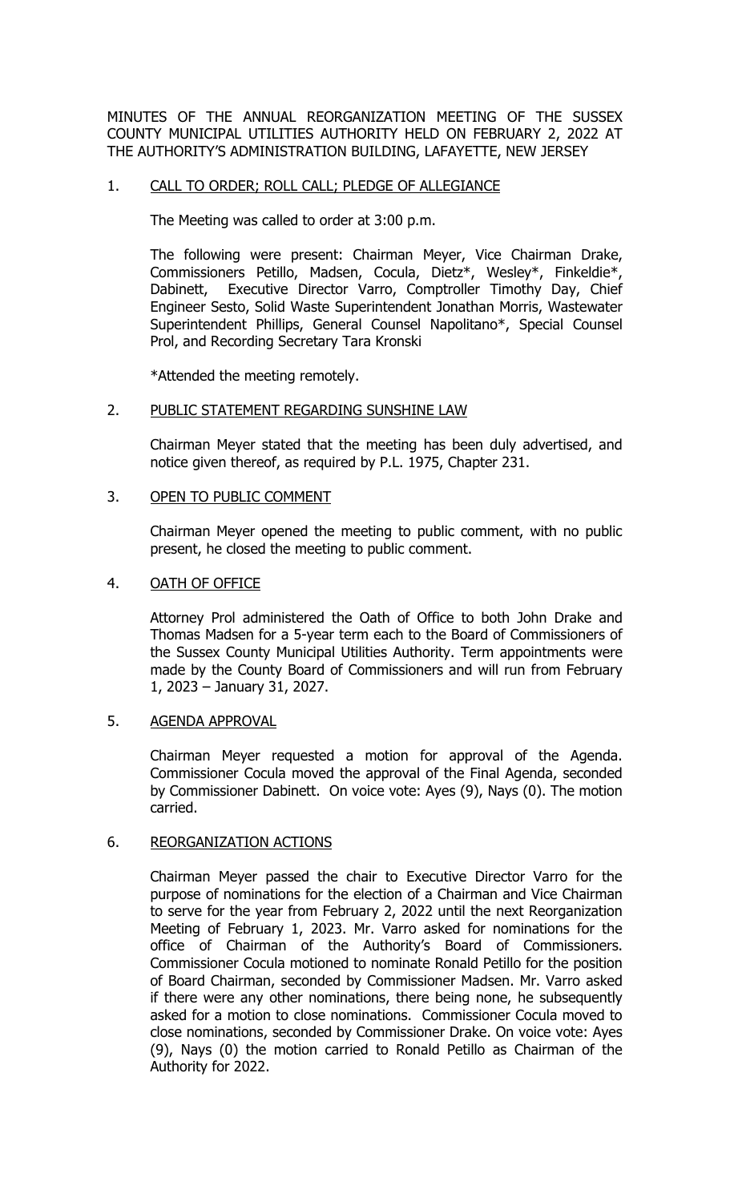MINUTES OF THE ANNUAL REORGANIZATION MEETING OF THE SUSSEX COUNTY MUNICIPAL UTILITIES AUTHORITY HELD ON FEBRUARY 2, 2022 AT THE AUTHORITY'S ADMINISTRATION BUILDING, LAFAYETTE, NEW JERSEY

1. <u>CALL TO ORDER; ROLL CALL; PLEDGE OF ALLEGIANCE</u>

   The Meeting was called to order at 3:00 p.m.

   The following were present: Chairman Meyer, Vice Chairman Drake, Commissioners Petillo, Madsen, Cocula, Dietz*, Wesley*, Finkeldie*, Dabinett, Executive Director Varro, Comptroller Timothy Day, Chief Engineer Sesto, Solid Waste Superintendent Jonathan Morris, Wastewater Superintendent Phillips, General Counsel Napolitano*, Special Counsel Prol, and Recording Secretary Tara Kronski

   *Attended the meeting remotely.

2. <u>PUBLIC STATEMENT REGARDING SUNSHINE LAW</u>

   Chairman Meyer stated that the meeting has been duly advertised, and notice given thereof, as required by P.L. 1975, Chapter 231.

3. <u>OPEN TO PUBLIC COMMENT</u>

   Chairman Meyer opened the meeting to public comment, with no public present, he closed the meeting to public comment.

4. <u>OATH OF OFFICE</u>

   Attorney Prol administered the Oath of Office to both John Drake and Thomas Madsen for a 5-year term each to the Board of Commissioners of the Sussex County Municipal Utilities Authority. Term appointments were made by the County Board of Commissioners and will run from February 1, 2023 – January 31, 2027.

5. <u>AGENDA APPROVAL</u>

   Chairman Meyer requested a motion for approval of the Agenda. Commissioner Cocula moved the approval of the Final Agenda, seconded by Commissioner Dabinett. On voice vote: Ayes (9), Nays (0). The motion carried.

6. <u>REORGANIZATION ACTIONS</u>

   Chairman Meyer passed the chair to Executive Director Varro for the purpose of nominations for the election of a Chairman and Vice Chairman to serve for the year from February 2, 2022 until the next Reorganization Meeting of February 1, 2023. Mr. Varro asked for nominations for the office of Chairman of the Authority's Board of Commissioners. Commissioner Cocula motioned to nominate Ronald Petillo for the position of Board Chairman, seconded by Commissioner Madsen. Mr. Varro asked if there were any other nominations, there being none, he subsequently asked for a motion to close nominations. Commissioner Cocula moved to close nominations, seconded by Commissioner Drake. On voice vote: Ayes (9), Nays (0) the motion carried to Ronald Petillo as Chairman of the Authority for 2022.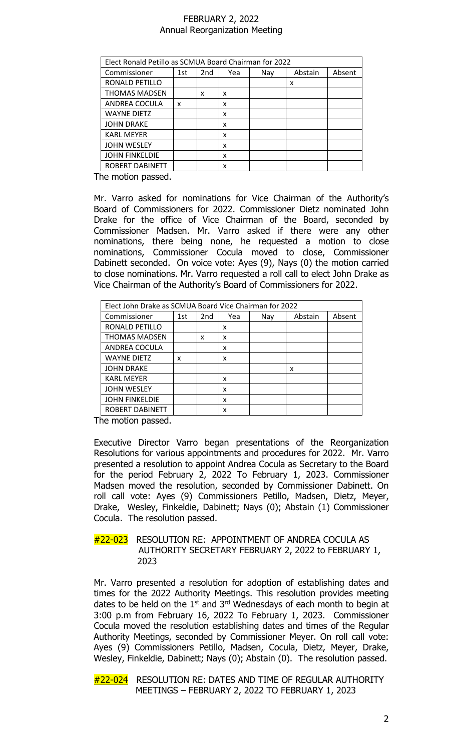| Elect Ronald Petillo as SCMUA Board Chairman for 2022 | | | | | | |
|---|---|---|---|---|---|---|
| Commissioner | 1st | 2nd | Yea | Nay | Abstain | Absent |
| RONALD PETILLO | | | | | x | |
| THOMAS MADSEN | | x | x | | | |
| ANDREA COCULA | x | | x | | | |
| WAYNE DIETZ | | | x | | | |
| JOHN DRAKE | | | x | | | |
| KARL MEYER | | | x | | | |
| JOHN WESLEY | | | x | | | |
| JOHN FINKELDIE | | | x | | | |
| ROBERT DABINETT | | | x | | | |

The motion passed.

Mr. Varro asked for nominations for Vice Chairman of the Authority's Board of Commissioners for 2022. Commissioner Dietz nominated John Drake for the office of Vice Chairman of the Board, seconded by Commissioner Madsen. Mr. Varro asked if there were any other nominations, there being none, he requested a motion to close nominations, Commissioner Cocula moved to close, Commissioner Dabinett seconded. On voice vote: Ayes (9), Nays (0) the motion carried to close nominations. Mr. Varro requested a roll call to elect John Drake as Vice Chairman of the Authority's Board of Commissioners for 2022.

| Elect John Drake as SCMUA Board Vice Chairman for 2022 | | | | | | |
|---|---|---|---|---|---|---|
| Commissioner | 1st | 2nd | Yea | Nay | Abstain | Absent |
| RONALD PETILLO | | | x | | | |
| THOMAS MADSEN | | x | x | | | |
| ANDREA COCULA | | | x | | | |
| WAYNE DIETZ | x | | x | | | |
| JOHN DRAKE | | | | | x | |
| KARL MEYER | | | x | | | |
| JOHN WESLEY | | | x | | | |
| JOHN FINKELDIE | | | x | | | |
| ROBERT DABINETT | | | x | | | |

The motion passed.

Executive Director Varro began presentations of the Reorganization Resolutions for various appointments and procedures for 2022. Mr. Varro presented a resolution to appoint Andrea Cocula as Secretary to the Board for the period February 2, 2022 To February 1, 2023. Commissioner Madsen moved the resolution, seconded by Commissioner Dabinett. On roll call vote: Ayes (9) Commissioners Petillo, Madsen, Dietz, Meyer, Drake, Wesley, Finkeldie, Dabinett; Nays (0); Abstain (1) Commissioner Cocula. The resolution passed.

**#22-023** RESOLUTION RE: APPOINTMENT OF ANDREA COCULA AS AUTHORITY SECRETARY FEBRUARY 2, 2022 to FEBRUARY 1, 2023

Mr. Varro presented a resolution for adoption of establishing dates and times for the 2022 Authority Meetings. This resolution provides meeting dates to be held on the 1st and 3rd Wednesdays of each month to begin at 3:00 p.m from February 16, 2022 To February 1, 2023. Commissioner Cocula moved the resolution establishing dates and times of the Regular Authority Meetings, seconded by Commissioner Meyer. On roll call vote: Ayes (9) Commissioners Petillo, Madsen, Cocula, Dietz, Meyer, Drake, Wesley, Finkeldie, Dabinett; Nays (0); Abstain (0). The resolution passed.

**#22-024** RESOLUTION RE: DATES AND TIME OF REGULAR AUTHORITY MEETINGS – FEBRUARY 2, 2022 TO FEBRUARY 1, 2023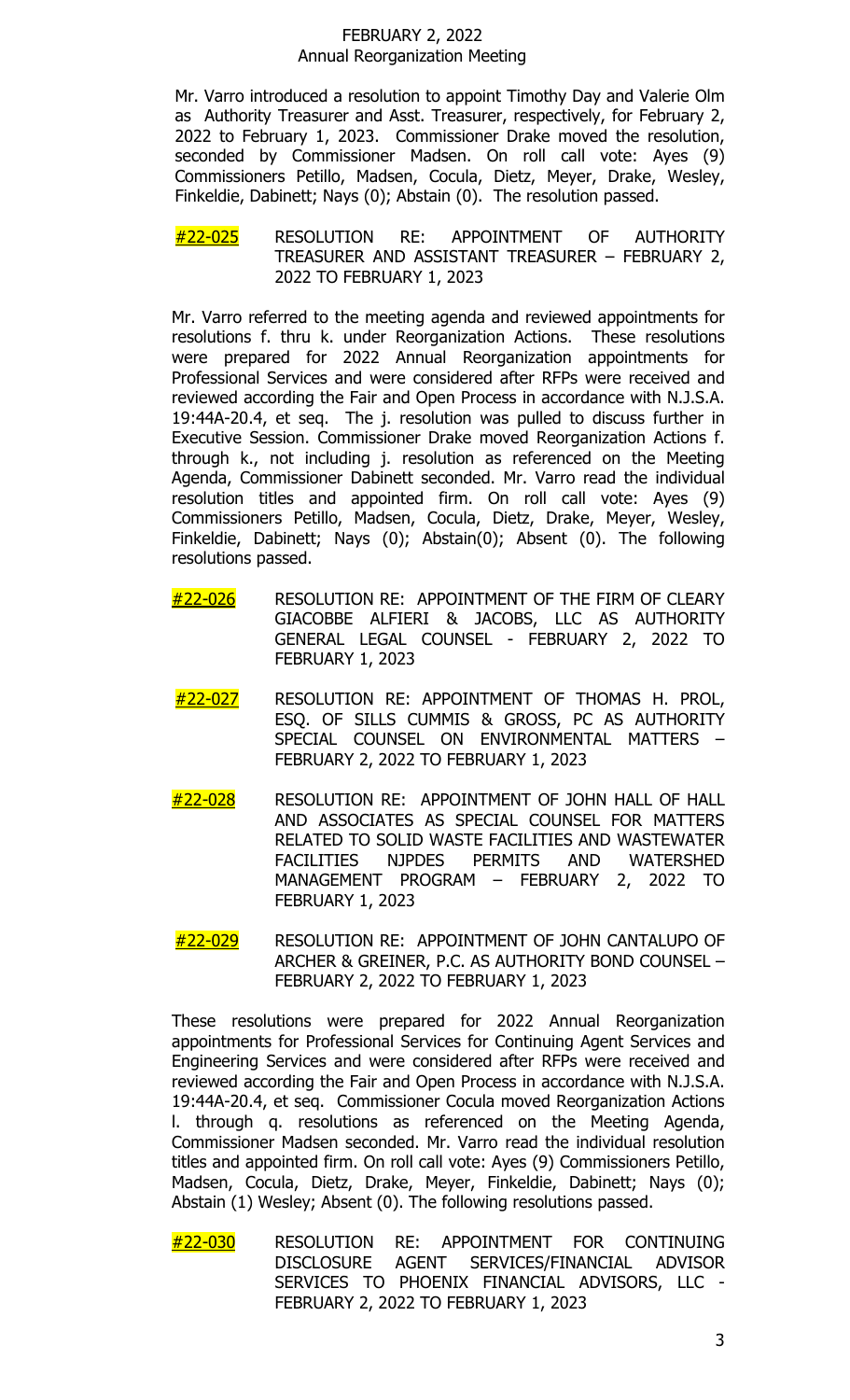FEBRUARY 2, 2022
Annual Reorganization Meeting

Mr. Varro introduced a resolution to appoint Timothy Day and Valerie Olm as Authority Treasurer and Asst. Treasurer, respectively, for February 2, 2022 to February 1, 2023. Commissioner Drake moved the resolution, seconded by Commissioner Madsen. On roll call vote: Ayes (9) Commissioners Petillo, Madsen, Cocula, Dietz, Meyer, Drake, Wesley, Finkeldie, Dabinett; Nays (0); Abstain (0). The resolution passed.

**#22-025** RESOLUTION RE: APPOINTMENT OF AUTHORITY TREASURER AND ASSISTANT TREASURER – FEBRUARY 2, 2022 TO FEBRUARY 1, 2023

Mr. Varro referred to the meeting agenda and reviewed appointments for resolutions f. thru k. under Reorganization Actions. These resolutions were prepared for 2022 Annual Reorganization appointments for Professional Services and were considered after RFPs were received and reviewed according the Fair and Open Process in accordance with N.J.S.A. 19:44A-20.4, et seq. The j. resolution was pulled to discuss further in Executive Session. Commissioner Drake moved Reorganization Actions f. through k., not including j. resolution as referenced on the Meeting Agenda, Commissioner Dabinett seconded. Mr. Varro read the individual resolution titles and appointed firm. On roll call vote: Ayes (9) Commissioners Petillo, Madsen, Cocula, Dietz, Drake, Meyer, Wesley, Finkeldie, Dabinett; Nays (0); Abstain(0); Absent (0). The following resolutions passed.

**#22-026** RESOLUTION RE: APPOINTMENT OF THE FIRM OF CLEARY GIACOBBE ALFIERI & JACOBS, LLC AS AUTHORITY GENERAL LEGAL COUNSEL - FEBRUARY 2, 2022 TO FEBRUARY 1, 2023

**#22-027** RESOLUTION RE: APPOINTMENT OF THOMAS H. PROL, ESQ. OF SILLS CUMMIS & GROSS, PC AS AUTHORITY SPECIAL COUNSEL ON ENVIRONMENTAL MATTERS – FEBRUARY 2, 2022 TO FEBRUARY 1, 2023

**#22-028** RESOLUTION RE: APPOINTMENT OF JOHN HALL OF HALL AND ASSOCIATES AS SPECIAL COUNSEL FOR MATTERS RELATED TO SOLID WASTE FACILITIES AND WASTEWATER FACILITIES NJPDES PERMITS AND WATERSHED MANAGEMENT PROGRAM – FEBRUARY 2, 2022 TO FEBRUARY 1, 2023

**#22-029** RESOLUTION RE: APPOINTMENT OF JOHN CANTALUPO OF ARCHER & GREINER, P.C. AS AUTHORITY BOND COUNSEL – FEBRUARY 2, 2022 TO FEBRUARY 1, 2023

These resolutions were prepared for 2022 Annual Reorganization appointments for Professional Services for Continuing Agent Services and Engineering Services and were considered after RFPs were received and reviewed according the Fair and Open Process in accordance with N.J.S.A. 19:44A-20.4, et seq. Commissioner Cocula moved Reorganization Actions l. through q. resolutions as referenced on the Meeting Agenda, Commissioner Madsen seconded. Mr. Varro read the individual resolution titles and appointed firm. On roll call vote: Ayes (9) Commissioners Petillo, Madsen, Cocula, Dietz, Drake, Meyer, Finkeldie, Dabinett; Nays (0); Abstain (1) Wesley; Absent (0). The following resolutions passed.

**#22-030** RESOLUTION RE: APPOINTMENT FOR CONTINUING DISCLOSURE AGENT SERVICES/FINANCIAL ADVISOR SERVICES TO PHOENIX FINANCIAL ADVISORS, LLC - FEBRUARY 2, 2022 TO FEBRUARY 1, 2023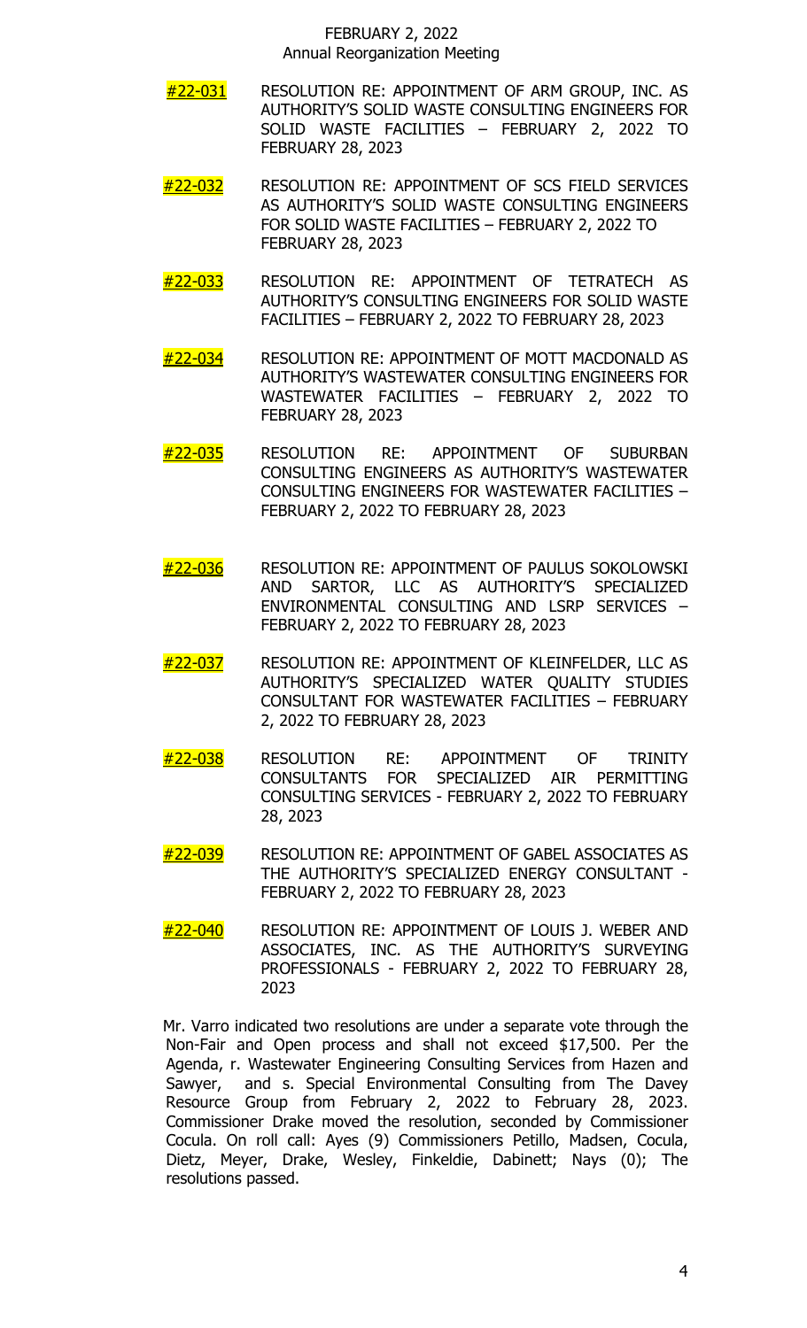#22-031 RESOLUTION RE: APPOINTMENT OF ARM GROUP, INC. AS AUTHORITY'S SOLID WASTE CONSULTING ENGINEERS FOR SOLID WASTE FACILITIES – FEBRUARY 2, 2022 TO FEBRUARY 28, 2023

#22-032 RESOLUTION RE: APPOINTMENT OF SCS FIELD SERVICES AS AUTHORITY'S SOLID WASTE CONSULTING ENGINEERS FOR SOLID WASTE FACILITIES – FEBRUARY 2, 2022 TO FEBRUARY 28, 2023

#22-033 RESOLUTION RE: APPOINTMENT OF TETRATECH AS AUTHORITY'S CONSULTING ENGINEERS FOR SOLID WASTE FACILITIES – FEBRUARY 2, 2022 TO FEBRUARY 28, 2023

#22-034 RESOLUTION RE: APPOINTMENT OF MOTT MACDONALD AS AUTHORITY'S WASTEWATER CONSULTING ENGINEERS FOR WASTEWATER FACILITIES – FEBRUARY 2, 2022 TO FEBRUARY 28, 2023

#22-035 RESOLUTION RE: APPOINTMENT OF SUBURBAN CONSULTING ENGINEERS AS AUTHORITY'S WASTEWATER CONSULTING ENGINEERS FOR WASTEWATER FACILITIES – FEBRUARY 2, 2022 TO FEBRUARY 28, 2023

#22-036 RESOLUTION RE: APPOINTMENT OF PAULUS SOKOLOWSKI AND SARTOR, LLC AS AUTHORITY'S SPECIALIZED ENVIRONMENTAL CONSULTING AND LSRP SERVICES – FEBRUARY 2, 2022 TO FEBRUARY 28, 2023

#22-037 RESOLUTION RE: APPOINTMENT OF KLEINFELDER, LLC AS AUTHORITY'S SPECIALIZED WATER QUALITY STUDIES CONSULTANT FOR WASTEWATER FACILITIES – FEBRUARY 2, 2022 TO FEBRUARY 28, 2023

#22-038 RESOLUTION RE: APPOINTMENT OF TRINITY CONSULTANTS FOR SPECIALIZED AIR PERMITTING CONSULTING SERVICES - FEBRUARY 2, 2022 TO FEBRUARY 28, 2023

#22-039 RESOLUTION RE: APPOINTMENT OF GABEL ASSOCIATES AS THE AUTHORITY'S SPECIALIZED ENERGY CONSULTANT - FEBRUARY 2, 2022 TO FEBRUARY 28, 2023

#22-040 RESOLUTION RE: APPOINTMENT OF LOUIS J. WEBER AND ASSOCIATES, INC. AS THE AUTHORITY'S SURVEYING PROFESSIONALS - FEBRUARY 2, 2022 TO FEBRUARY 28, 2023

Mr. Varro indicated two resolutions are under a separate vote through the Non-Fair and Open process and shall not exceed $17,500. Per the Agenda, r. Wastewater Engineering Consulting Services from Hazen and Sawyer, and s. Special Environmental Consulting from The Davey Resource Group from February 2, 2022 to February 28, 2023. Commissioner Drake moved the resolution, seconded by Commissioner Cocula. On roll call: Ayes (9) Commissioners Petillo, Madsen, Cocula, Dietz, Meyer, Drake, Wesley, Finkeldie, Dabinett; Nays (0); The resolutions passed.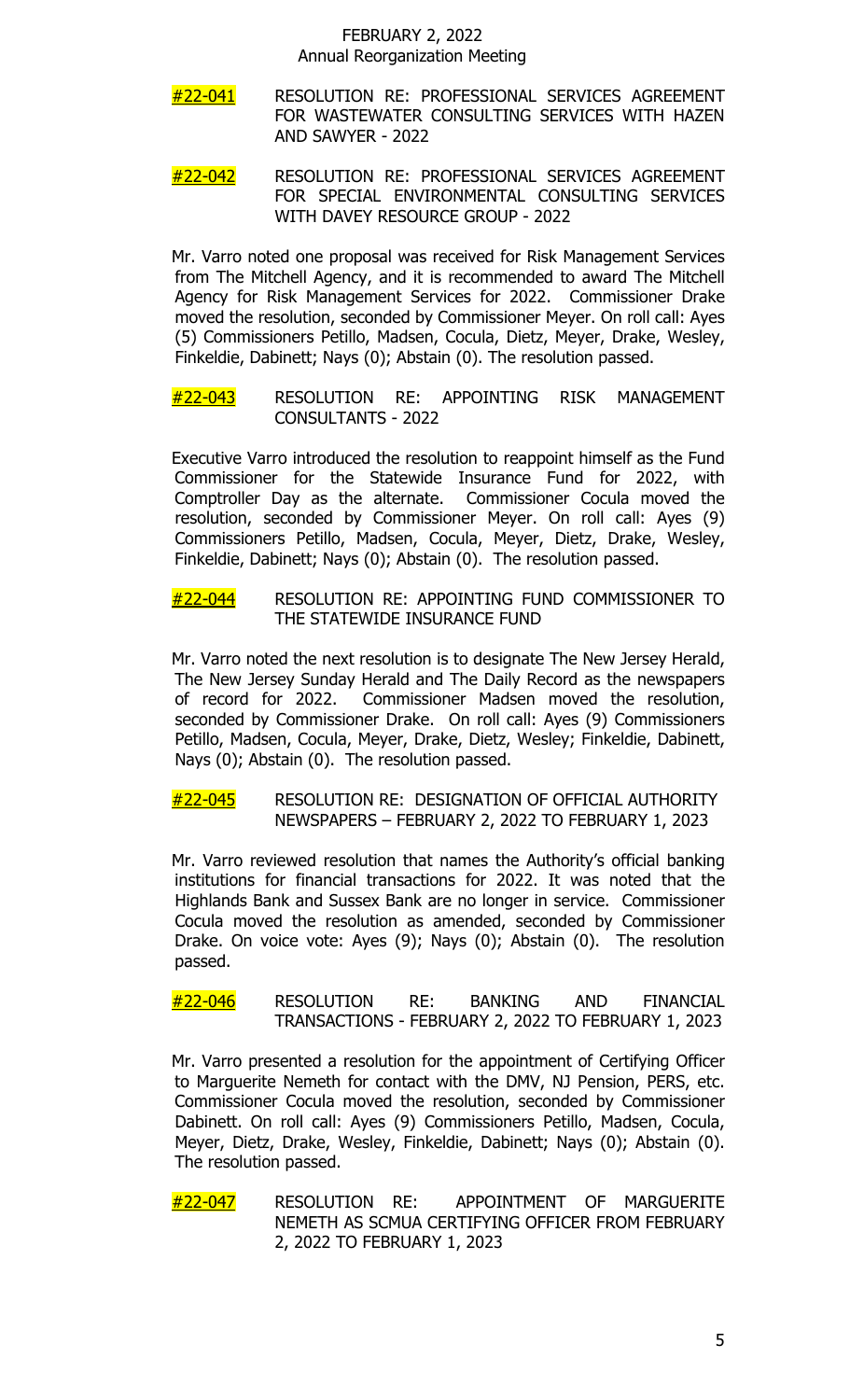**#22-041** RESOLUTION RE: PROFESSIONAL SERVICES AGREEMENT FOR WASTEWATER CONSULTING SERVICES WITH HAZEN AND SAWYER - 2022

**#22-042** RESOLUTION RE: PROFESSIONAL SERVICES AGREEMENT FOR SPECIAL ENVIRONMENTAL CONSULTING SERVICES WITH DAVEY RESOURCE GROUP - 2022

Mr. Varro noted one proposal was received for Risk Management Services from The Mitchell Agency, and it is recommended to award The Mitchell Agency for Risk Management Services for 2022. Commissioner Drake moved the resolution, seconded by Commissioner Meyer. On roll call: Ayes (5) Commissioners Petillo, Madsen, Cocula, Dietz, Meyer, Drake, Wesley, Finkeldie, Dabinett; Nays (0); Abstain (0). The resolution passed.

**#22-043** RESOLUTION RE: APPOINTING RISK MANAGEMENT CONSULTANTS - 2022

Executive Varro introduced the resolution to reappoint himself as the Fund Commissioner for the Statewide Insurance Fund for 2022, with Comptroller Day as the alternate. Commissioner Cocula moved the resolution, seconded by Commissioner Meyer. On roll call: Ayes (9) Commissioners Petillo, Madsen, Cocula, Meyer, Dietz, Drake, Wesley, Finkeldie, Dabinett; Nays (0); Abstain (0). The resolution passed.

**#22-044** RESOLUTION RE: APPOINTING FUND COMMISSIONER TO THE STATEWIDE INSURANCE FUND

Mr. Varro noted the next resolution is to designate The New Jersey Herald, The New Jersey Sunday Herald and The Daily Record as the newspapers of record for 2022. Commissioner Madsen moved the resolution, seconded by Commissioner Drake. On roll call: Ayes (9) Commissioners Petillo, Madsen, Cocula, Meyer, Drake, Dietz, Wesley; Finkeldie, Dabinett, Nays (0); Abstain (0). The resolution passed.

**#22-045** RESOLUTION RE: DESIGNATION OF OFFICIAL AUTHORITY NEWSPAPERS – FEBRUARY 2, 2022 TO FEBRUARY 1, 2023

Mr. Varro reviewed resolution that names the Authority's official banking institutions for financial transactions for 2022. It was noted that the Highlands Bank and Sussex Bank are no longer in service. Commissioner Cocula moved the resolution as amended, seconded by Commissioner Drake. On voice vote: Ayes (9); Nays (0); Abstain (0). The resolution passed.

**#22-046** RESOLUTION RE: BANKING AND FINANCIAL TRANSACTIONS - FEBRUARY 2, 2022 TO FEBRUARY 1, 2023

Mr. Varro presented a resolution for the appointment of Certifying Officer to Marguerite Nemeth for contact with the DMV, NJ Pension, PERS, etc. Commissioner Cocula moved the resolution, seconded by Commissioner Dabinett. On roll call: Ayes (9) Commissioners Petillo, Madsen, Cocula, Meyer, Dietz, Drake, Wesley, Finkeldie, Dabinett; Nays (0); Abstain (0). The resolution passed.

**#22-047** RESOLUTION RE: APPOINTMENT OF MARGUERITE NEMETH AS SCMUA CERTIFYING OFFICER FROM FEBRUARY 2, 2022 TO FEBRUARY 1, 2023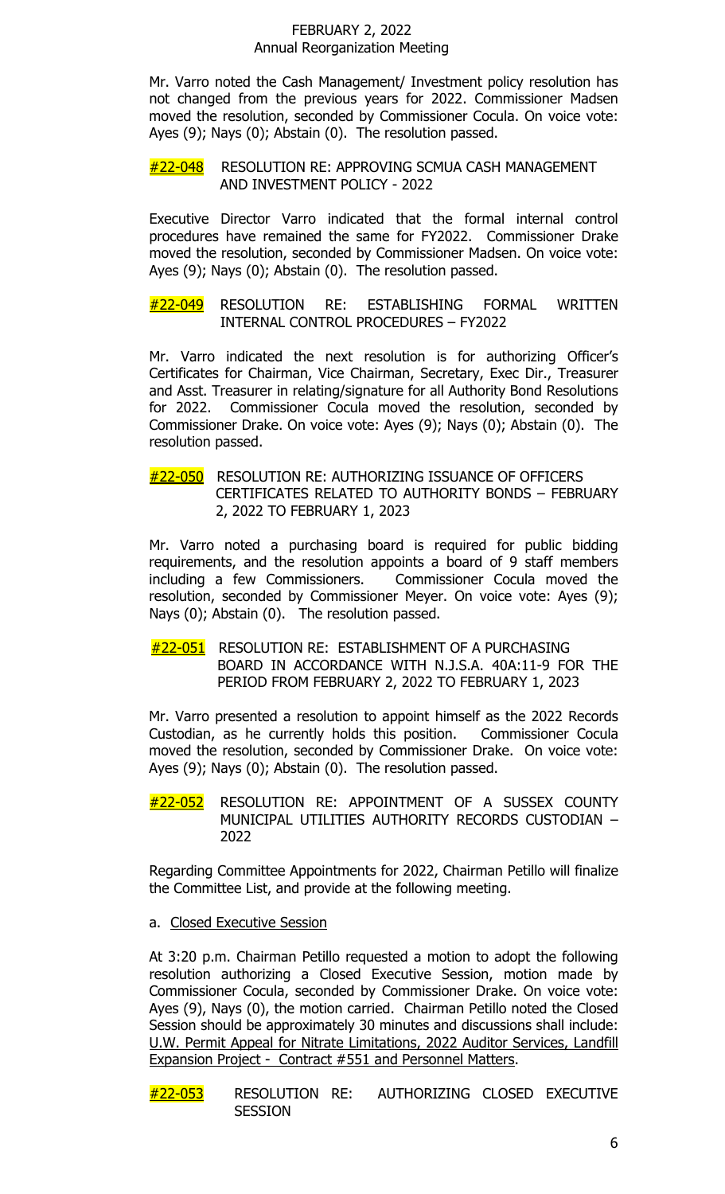Mr. Varro noted the Cash Management/ Investment policy resolution has not changed from the previous years for 2022. Commissioner Madsen moved the resolution, seconded by Commissioner Cocula. On voice vote: Ayes (9); Nays (0); Abstain (0). The resolution passed.

**#22-048** RESOLUTION RE: APPROVING SCMUA CASH MANAGEMENT AND INVESTMENT POLICY - 2022

Executive Director Varro indicated that the formal internal control procedures have remained the same for FY2022. Commissioner Drake moved the resolution, seconded by Commissioner Madsen. On voice vote: Ayes (9); Nays (0); Abstain (0). The resolution passed.

**#22-049** RESOLUTION RE: ESTABLISHING FORMAL WRITTEN INTERNAL CONTROL PROCEDURES – FY2022

Mr. Varro indicated the next resolution is for authorizing Officer's Certificates for Chairman, Vice Chairman, Secretary, Exec Dir., Treasurer and Asst. Treasurer in relating/signature for all Authority Bond Resolutions for 2022. Commissioner Cocula moved the resolution, seconded by Commissioner Drake. On voice vote: Ayes (9); Nays (0); Abstain (0). The resolution passed.

**#22-050** RESOLUTION RE: AUTHORIZING ISSUANCE OF OFFICERS CERTIFICATES RELATED TO AUTHORITY BONDS – FEBRUARY 2, 2022 TO FEBRUARY 1, 2023

Mr. Varro noted a purchasing board is required for public bidding requirements, and the resolution appoints a board of 9 staff members including a few Commissioners. Commissioner Cocula moved the resolution, seconded by Commissioner Meyer. On voice vote: Ayes (9); Nays (0); Abstain (0). The resolution passed.

**#22-051** RESOLUTION RE: ESTABLISHMENT OF A PURCHASING BOARD IN ACCORDANCE WITH N.J.S.A. 40A:11-9 FOR THE PERIOD FROM FEBRUARY 2, 2022 TO FEBRUARY 1, 2023

Mr. Varro presented a resolution to appoint himself as the 2022 Records Custodian, as he currently holds this position. Commissioner Cocula moved the resolution, seconded by Commissioner Drake. On voice vote: Ayes (9); Nays (0); Abstain (0). The resolution passed.

**#22-052** RESOLUTION RE: APPOINTMENT OF A SUSSEX COUNTY MUNICIPAL UTILITIES AUTHORITY RECORDS CUSTODIAN – 2022

Regarding Committee Appointments for 2022, Chairman Petillo will finalize the Committee List, and provide at the following meeting.

a. Closed Executive Session

At 3:20 p.m. Chairman Petillo requested a motion to adopt the following resolution authorizing a Closed Executive Session, motion made by Commissioner Cocula, seconded by Commissioner Drake. On voice vote: Ayes (9), Nays (0), the motion carried. Chairman Petillo noted the Closed Session should be approximately 30 minutes and discussions shall include: U.W. Permit Appeal for Nitrate Limitations, 2022 Auditor Services, Landfill Expansion Project - Contract #551 and Personnel Matters.

**#22-053** RESOLUTION RE: AUTHORIZING CLOSED EXECUTIVE SESSION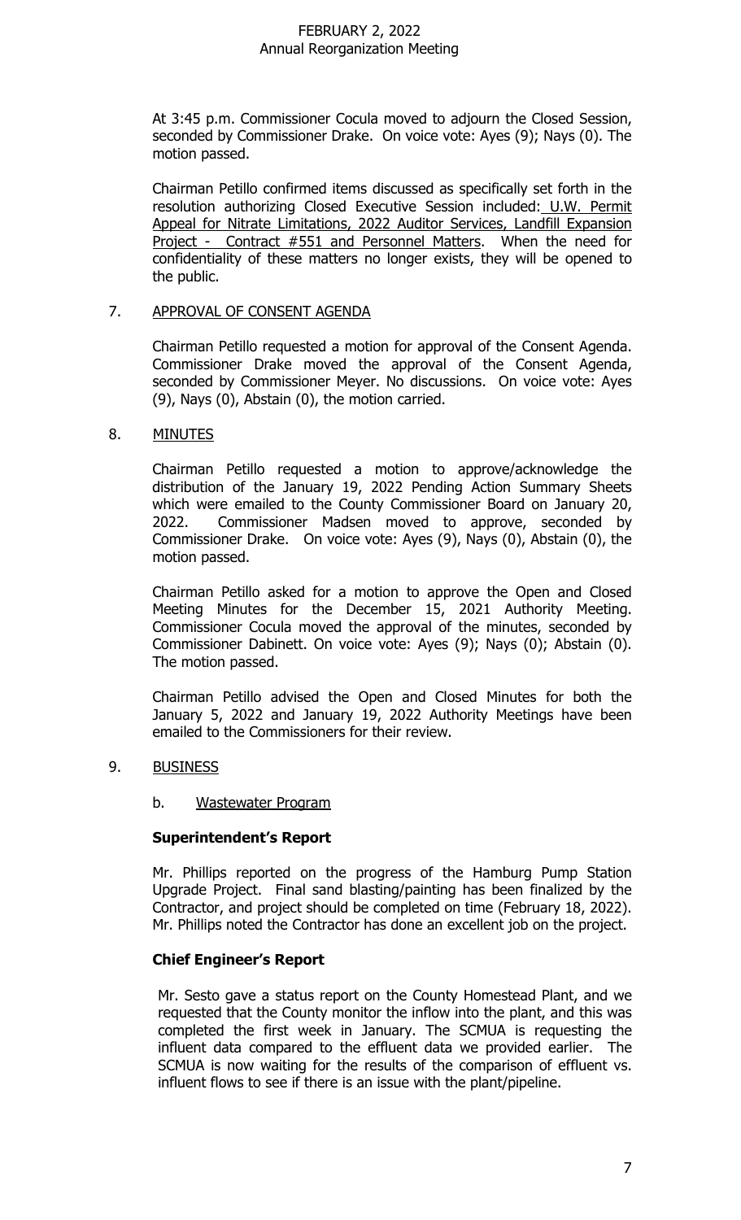At 3:45 p.m. Commissioner Cocula moved to adjourn the Closed Session, seconded by Commissioner Drake. On voice vote: Ayes (9); Nays (0). The motion passed.

Chairman Petillo confirmed items discussed as specifically set forth in the resolution authorizing Closed Executive Session included: U.W. Permit Appeal for Nitrate Limitations, 2022 Auditor Services, Landfill Expansion Project - Contract #551 and Personnel Matters. When the need for confidentiality of these matters no longer exists, they will be opened to the public.

7. APPROVAL OF CONSENT AGENDA

Chairman Petillo requested a motion for approval of the Consent Agenda. Commissioner Drake moved the approval of the Consent Agenda, seconded by Commissioner Meyer. No discussions. On voice vote: Ayes (9), Nays (0), Abstain (0), the motion carried.

8. MINUTES

Chairman Petillo requested a motion to approve/acknowledge the distribution of the January 19, 2022 Pending Action Summary Sheets which were emailed to the County Commissioner Board on January 20, 2022. Commissioner Madsen moved to approve, seconded by Commissioner Drake. On voice vote: Ayes (9), Nays (0), Abstain (0), the motion passed.

Chairman Petillo asked for a motion to approve the Open and Closed Meeting Minutes for the December 15, 2021 Authority Meeting. Commissioner Cocula moved the approval of the minutes, seconded by Commissioner Dabinett. On voice vote: Ayes (9); Nays (0); Abstain (0). The motion passed.

Chairman Petillo advised the Open and Closed Minutes for both the January 5, 2022 and January 19, 2022 Authority Meetings have been emailed to the Commissioners for their review.

9. BUSINESS

b. Wastewater Program

**Superintendent's Report**

Mr. Phillips reported on the progress of the Hamburg Pump Station Upgrade Project. Final sand blasting/painting has been finalized by the Contractor, and project should be completed on time (February 18, 2022). Mr. Phillips noted the Contractor has done an excellent job on the project.

**Chief Engineer's Report**

Mr. Sesto gave a status report on the County Homestead Plant, and we requested that the County monitor the inflow into the plant, and this was completed the first week in January. The SCMUA is requesting the influent data compared to the effluent data we provided earlier. The SCMUA is now waiting for the results of the comparison of effluent vs. influent flows to see if there is an issue with the plant/pipeline.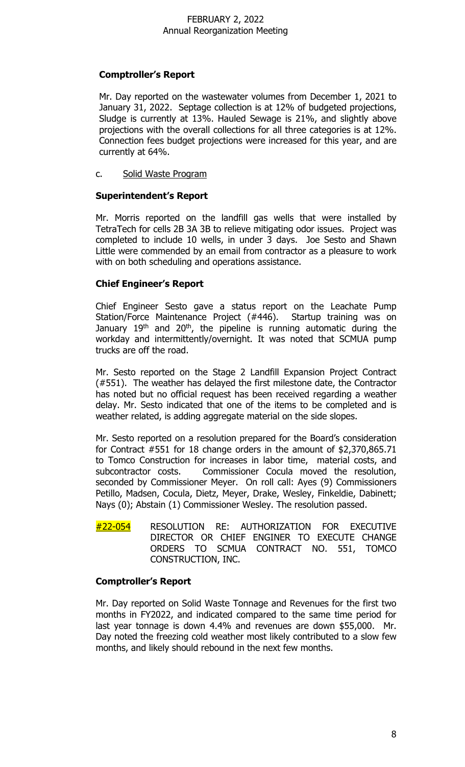**Comptroller's Report**

Mr. Day reported on the wastewater volumes from December 1, 2021 to January 31, 2022. Septage collection is at 12% of budgeted projections, Sludge is currently at 13%. Hauled Sewage is 21%, and slightly above projections with the overall collections for all three categories is at 12%. Connection fees budget projections were increased for this year, and are currently at 64%.

c. Solid Waste Program

**Superintendent's Report**

Mr. Morris reported on the landfill gas wells that were installed by TetraTech for cells 2B 3A 3B to relieve mitigating odor issues. Project was completed to include 10 wells, in under 3 days. Joe Sesto and Shawn Little were commended by an email from contractor as a pleasure to work with on both scheduling and operations assistance.

**Chief Engineer's Report**

Chief Engineer Sesto gave a status report on the Leachate Pump Station/Force Maintenance Project (#446). Startup training was on January 19th and 20th, the pipeline is running automatic during the workday and intermittently/overnight. It was noted that SCMUA pump trucks are off the road.

Mr. Sesto reported on the Stage 2 Landfill Expansion Project Contract (#551). The weather has delayed the first milestone date, the Contractor has noted but no official request has been received regarding a weather delay. Mr. Sesto indicated that one of the items to be completed and is weather related, is adding aggregate material on the side slopes.

Mr. Sesto reported on a resolution prepared for the Board's consideration for Contract #551 for 18 change orders in the amount of $2,370,865.71 to Tomco Construction for increases in labor time, material costs, and subcontractor costs. Commissioner Cocula moved the resolution, seconded by Commissioner Meyer. On roll call: Ayes (9) Commissioners Petillo, Madsen, Cocula, Dietz, Meyer, Drake, Wesley, Finkeldie, Dabinett; Nays (0); Abstain (1) Commissioner Wesley. The resolution passed.

#22-054 RESOLUTION RE: AUTHORIZATION FOR EXECUTIVE DIRECTOR OR CHIEF ENGINER TO EXECUTE CHANGE ORDERS TO SCMUA CONTRACT NO. 551, TOMCO CONSTRUCTION, INC.

**Comptroller's Report**

Mr. Day reported on Solid Waste Tonnage and Revenues for the first two months in FY2022, and indicated compared to the same time period for last year tonnage is down 4.4% and revenues are down $55,000. Mr. Day noted the freezing cold weather most likely contributed to a slow few months, and likely should rebound in the next few months.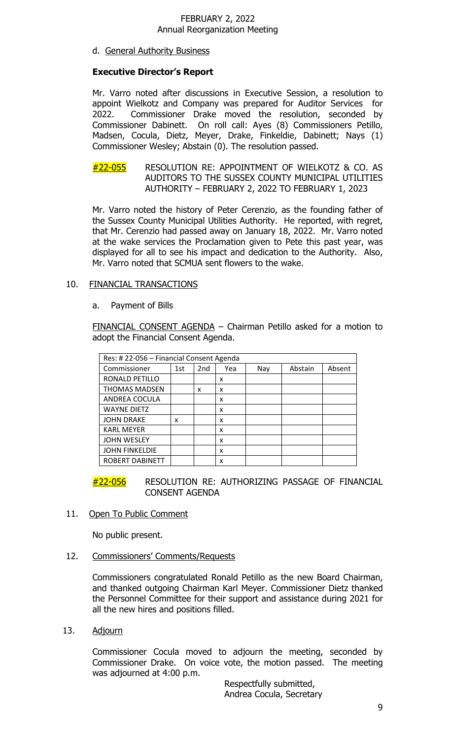d. General Authority Business

**Executive Director's Report**

Mr. Varro noted after discussions in Executive Session, a resolution to appoint Wielkotz and Company was prepared for Auditor Services for 2022. Commissioner Drake moved the resolution, seconded by Commissioner Dabinett. On roll call: Ayes (8) Commissioners Petillo, Madsen, Cocula, Dietz, Meyer, Drake, Finkeldie, Dabinett; Nays (1) Commissioner Wesley; Abstain (0). The resolution passed.

#22-055 RESOLUTION RE: APPOINTMENT OF WIELKOTZ & CO. AS AUDITORS TO THE SUSSEX COUNTY MUNICIPAL UTILITIES AUTHORITY – FEBRUARY 2, 2022 TO FEBRUARY 1, 2023

Mr. Varro noted the history of Peter Cerenzio, as the founding father of the Sussex County Municipal Utilities Authority. He reported, with regret, that Mr. Cerenzio had passed away on January 18, 2022. Mr. Varro noted at the wake services the Proclamation given to Pete this past year, was displayed for all to see his impact and dedication to the Authority. Also, Mr. Varro noted that SCMUA sent flowers to the wake.

10. FINANCIAL TRANSACTIONS

a. Payment of Bills

FINANCIAL CONSENT AGENDA – Chairman Petillo asked for a motion to adopt the Financial Consent Agenda.

| Res: # 22-056 – Financial Consent Agenda | | | | | | |
|---|---|---|---|---|---|---|
| Commissioner | 1st | 2nd | Yea | Nay | Abstain | Absent |
| RONALD PETILLO | | | x | | | |
| THOMAS MADSEN | | x | x | | | |
| ANDREA COCULA | | | x | | | |
| WAYNE DIETZ | | | x | | | |
| JOHN DRAKE | x | | x | | | |
| KARL MEYER | | | x | | | |
| JOHN WESLEY | | | x | | | |
| JOHN FINKELDIE | | | x | | | |
| ROBERT DABINETT | | | x | | | |

#22-056 RESOLUTION RE: AUTHORIZING PASSAGE OF FINANCIAL CONSENT AGENDA

11. Open To Public Comment

No public present.

12. Commissioners' Comments/Requests

Commissioners congratulated Ronald Petillo as the new Board Chairman, and thanked outgoing Chairman Karl Meyer. Commissioner Dietz thanked the Personnel Committee for their support and assistance during 2021 for all the new hires and positions filled.

13. Adjourn

Commissioner Cocula moved to adjourn the meeting, seconded by Commissioner Drake. On voice vote, the motion passed. The meeting was adjourned at 4:00 p.m.

Respectfully submitted,
Andrea Cocula, Secretary